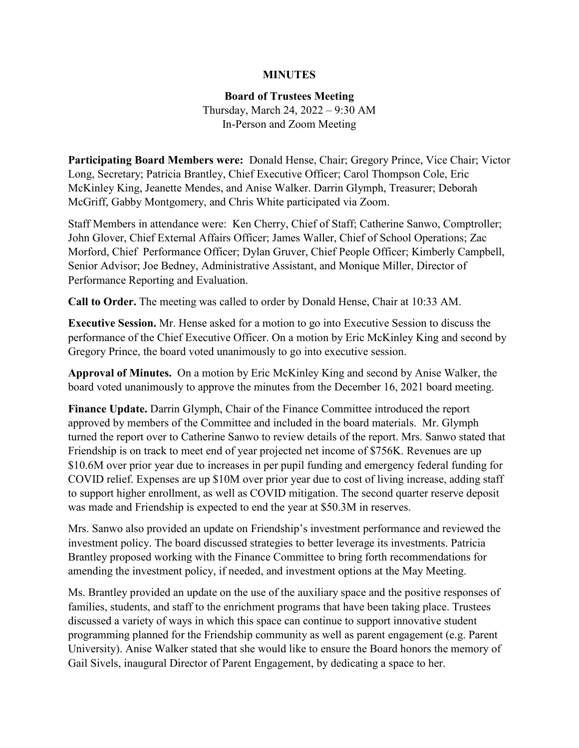**MINUTES**

**Board of Trustees Meeting**
Thursday, March 24, 2022 – 9:30 AM
In-Person and Zoom Meeting

**Participating Board Members were:** Donald Hense, Chair; Gregory Prince, Vice Chair; Victor Long, Secretary; Patricia Brantley, Chief Executive Officer; Carol Thompson Cole, Eric McKinley King, Jeanette Mendes, and Anise Walker. Darrin Glymph, Treasurer; Deborah McGriff, Gabby Montgomery, and Chris White participated via Zoom.

Staff Members in attendance were: Ken Cherry, Chief of Staff; Catherine Sanwo, Comptroller; John Glover, Chief External Affairs Officer; James Waller, Chief of School Operations; Zac Morford, Chief Performance Officer; Dylan Gruver, Chief People Officer; Kimberly Campbell, Senior Advisor; Joe Bedney, Administrative Assistant, and Monique Miller, Director of Performance Reporting and Evaluation.

**Call to Order.** The meeting was called to order by Donald Hense, Chair at 10:33 AM.

**Executive Session.** Mr. Hense asked for a motion to go into Executive Session to discuss the performance of the Chief Executive Officer. On a motion by Eric McKinley King and second by Gregory Prince, the board voted unanimously to go into executive session.

**Approval of Minutes.** On a motion by Eric McKinley King and second by Anise Walker, the board voted unanimously to approve the minutes from the December 16, 2021 board meeting.

**Finance Update.** Darrin Glymph, Chair of the Finance Committee introduced the report approved by members of the Committee and included in the board materials. Mr. Glymph turned the report over to Catherine Sanwo to review details of the report. Mrs. Sanwo stated that Friendship is on track to meet end of year projected net income of $756K. Revenues are up $10.6M over prior year due to increases in per pupil funding and emergency federal funding for COVID relief. Expenses are up $10M over prior year due to cost of living increase, adding staff to support higher enrollment, as well as COVID mitigation. The second quarter reserve deposit was made and Friendship is expected to end the year at $50.3M in reserves.

Mrs. Sanwo also provided an update on Friendship's investment performance and reviewed the investment policy. The board discussed strategies to better leverage its investments. Patricia Brantley proposed working with the Finance Committee to bring forth recommendations for amending the investment policy, if needed, and investment options at the May Meeting.

Ms. Brantley provided an update on the use of the auxiliary space and the positive responses of families, students, and staff to the enrichment programs that have been taking place. Trustees discussed a variety of ways in which this space can continue to support innovative student programming planned for the Friendship community as well as parent engagement (e.g. Parent University). Anise Walker stated that she would like to ensure the Board honors the memory of Gail Sivels, inaugural Director of Parent Engagement, by dedicating a space to her.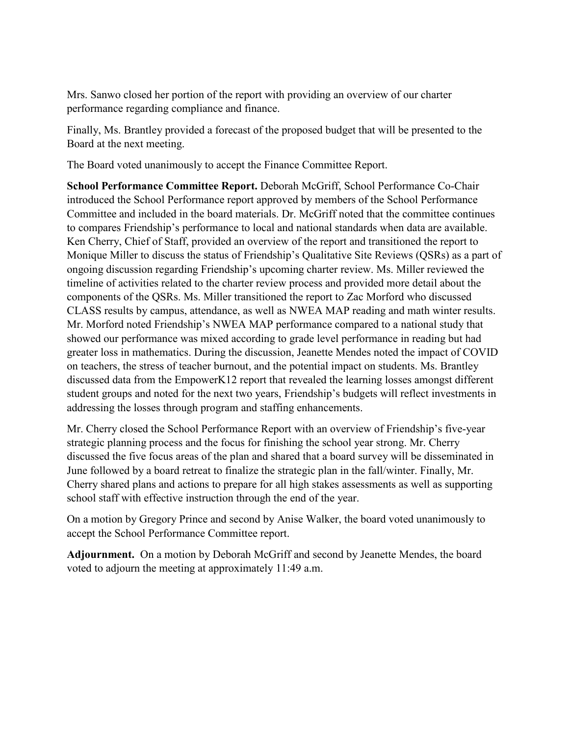Mrs. Sanwo closed her portion of the report with providing an overview of our charter performance regarding compliance and finance.

Finally, Ms. Brantley provided a forecast of the proposed budget that will be presented to the Board at the next meeting.

The Board voted unanimously to accept the Finance Committee Report.

**School Performance Committee Report.** Deborah McGriff, School Performance Co-Chair introduced the School Performance report approved by members of the School Performance Committee and included in the board materials. Dr. McGriff noted that the committee continues to compares Friendship's performance to local and national standards when data are available. Ken Cherry, Chief of Staff, provided an overview of the report and transitioned the report to Monique Miller to discuss the status of Friendship's Qualitative Site Reviews (QSRs) as a part of ongoing discussion regarding Friendship's upcoming charter review. Ms. Miller reviewed the timeline of activities related to the charter review process and provided more detail about the components of the QSRs. Ms. Miller transitioned the report to Zac Morford who discussed CLASS results by campus, attendance, as well as NWEA MAP reading and math winter results. Mr. Morford noted Friendship's NWEA MAP performance compared to a national study that showed our performance was mixed according to grade level performance in reading but had greater loss in mathematics. During the discussion, Jeanette Mendes noted the impact of COVID on teachers, the stress of teacher burnout, and the potential impact on students. Ms. Brantley discussed data from the EmpowerK12 report that revealed the learning losses amongst different student groups and noted for the next two years, Friendship's budgets will reflect investments in addressing the losses through program and staffing enhancements.

Mr. Cherry closed the School Performance Report with an overview of Friendship's five-year strategic planning process and the focus for finishing the school year strong. Mr. Cherry discussed the five focus areas of the plan and shared that a board survey will be disseminated in June followed by a board retreat to finalize the strategic plan in the fall/winter. Finally, Mr. Cherry shared plans and actions to prepare for all high stakes assessments as well as supporting school staff with effective instruction through the end of the year.

On a motion by Gregory Prince and second by Anise Walker, the board voted unanimously to accept the School Performance Committee report.

**Adjournment.** On a motion by Deborah McGriff and second by Jeanette Mendes, the board voted to adjourn the meeting at approximately 11:49 a.m.